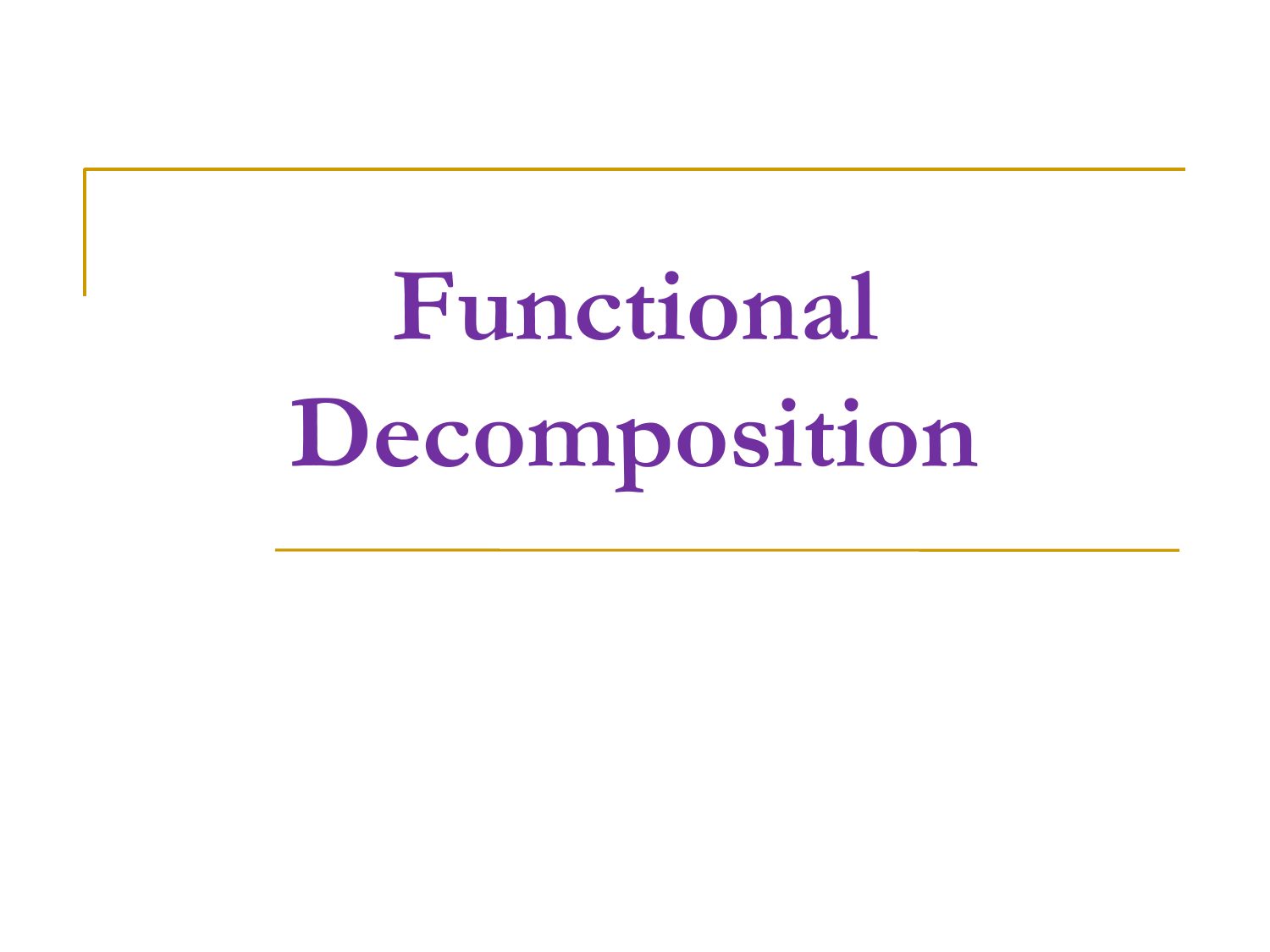# Functional Decomposition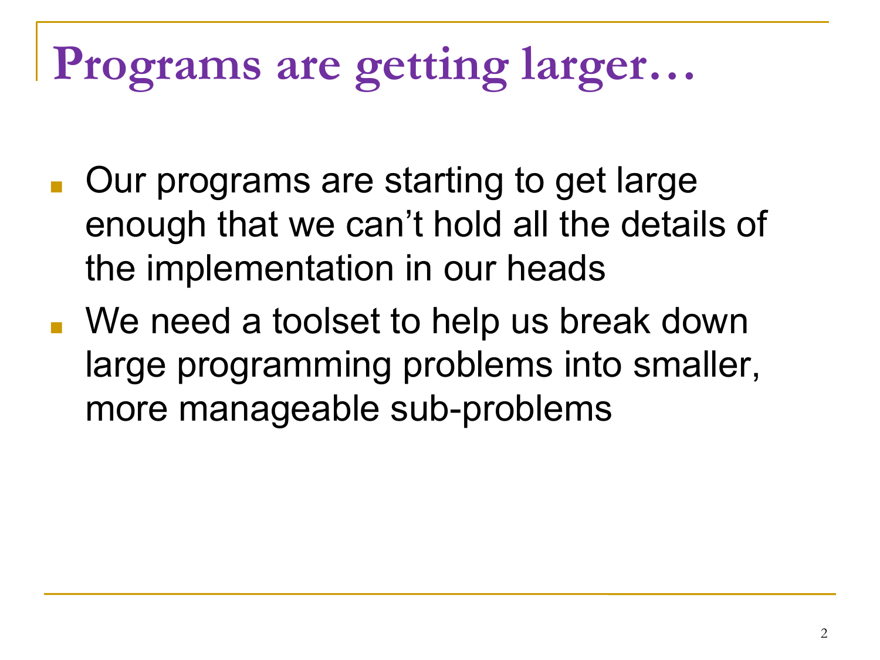# Programs are getting larger…

- Our programs are starting to get large enough that we can't hold all the details of the implementation in our heads
- We need a toolset to help us break down large programming problems into smaller, more manageable sub-problems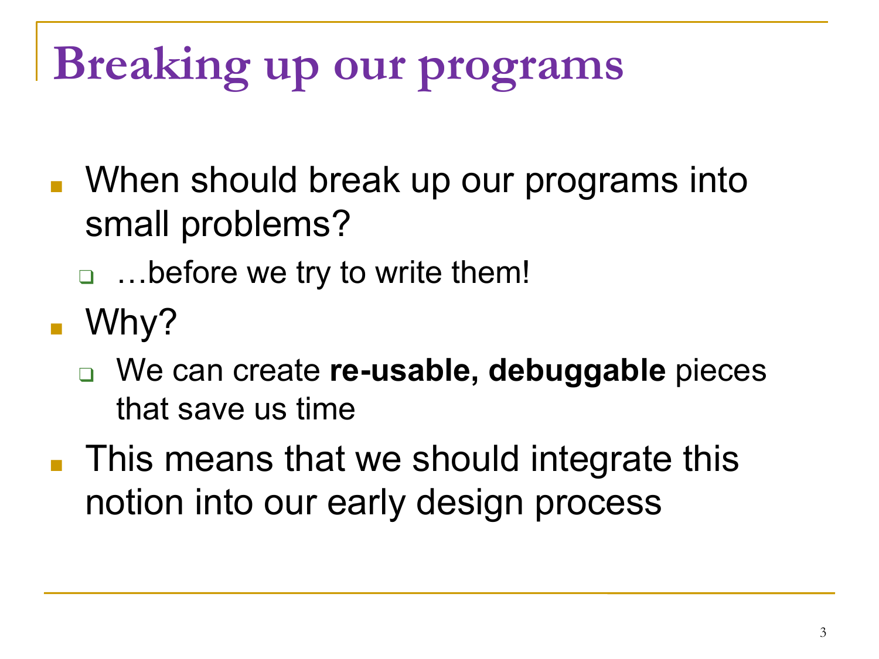# Breaking up our programs

- When should break up our programs into small problems?
  - …before we try to write them!
- Why?
  - We can create **re-usable, debuggable** pieces that save us time
- This means that we should integrate this notion into our early design process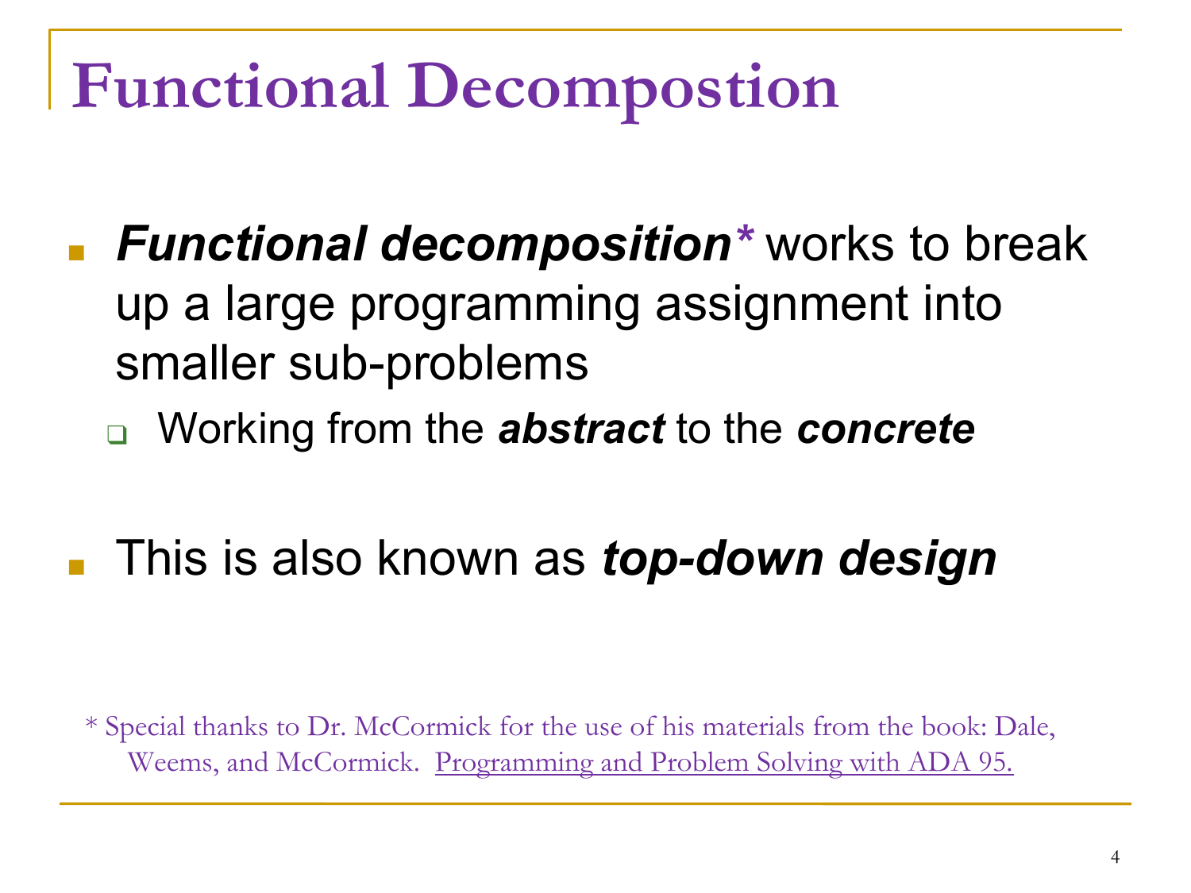# Functional Decompostion

- ***Functional decomposition**** works to break up a large programming assignment into smaller sub-problems
  - Working from the ***abstract*** to the ***concrete***

- This is also known as ***top-down design***

* Special thanks to Dr. McCormick for the use of his materials from the book: Dale, Weems, and McCormick. Programming and Problem Solving with ADA 95.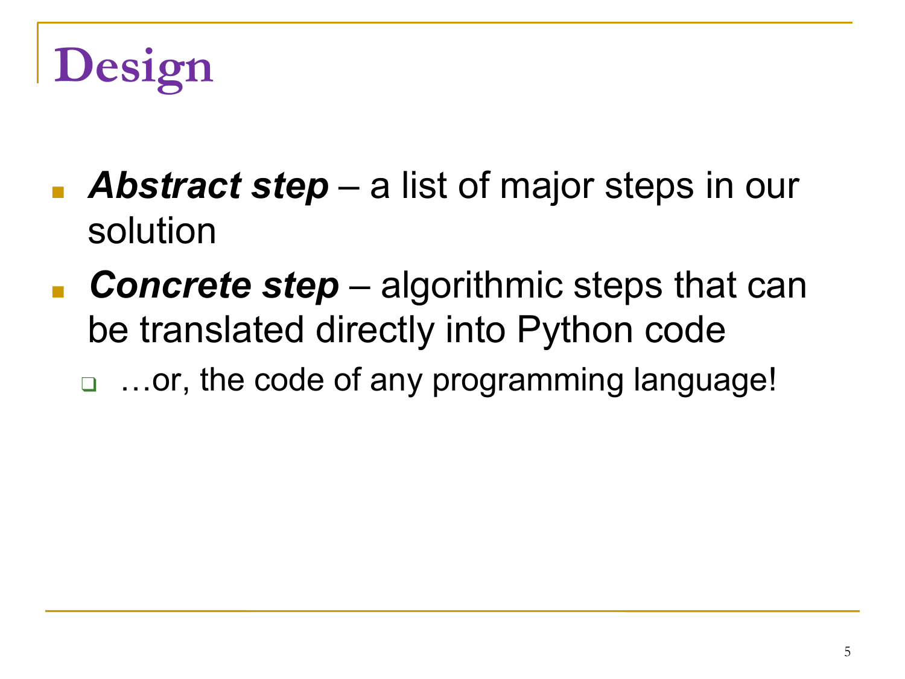# Design

- ***Abstract step*** – a list of major steps in our solution
- ***Concrete step*** – algorithmic steps that can be translated directly into Python code
  - …or, the code of any programming language!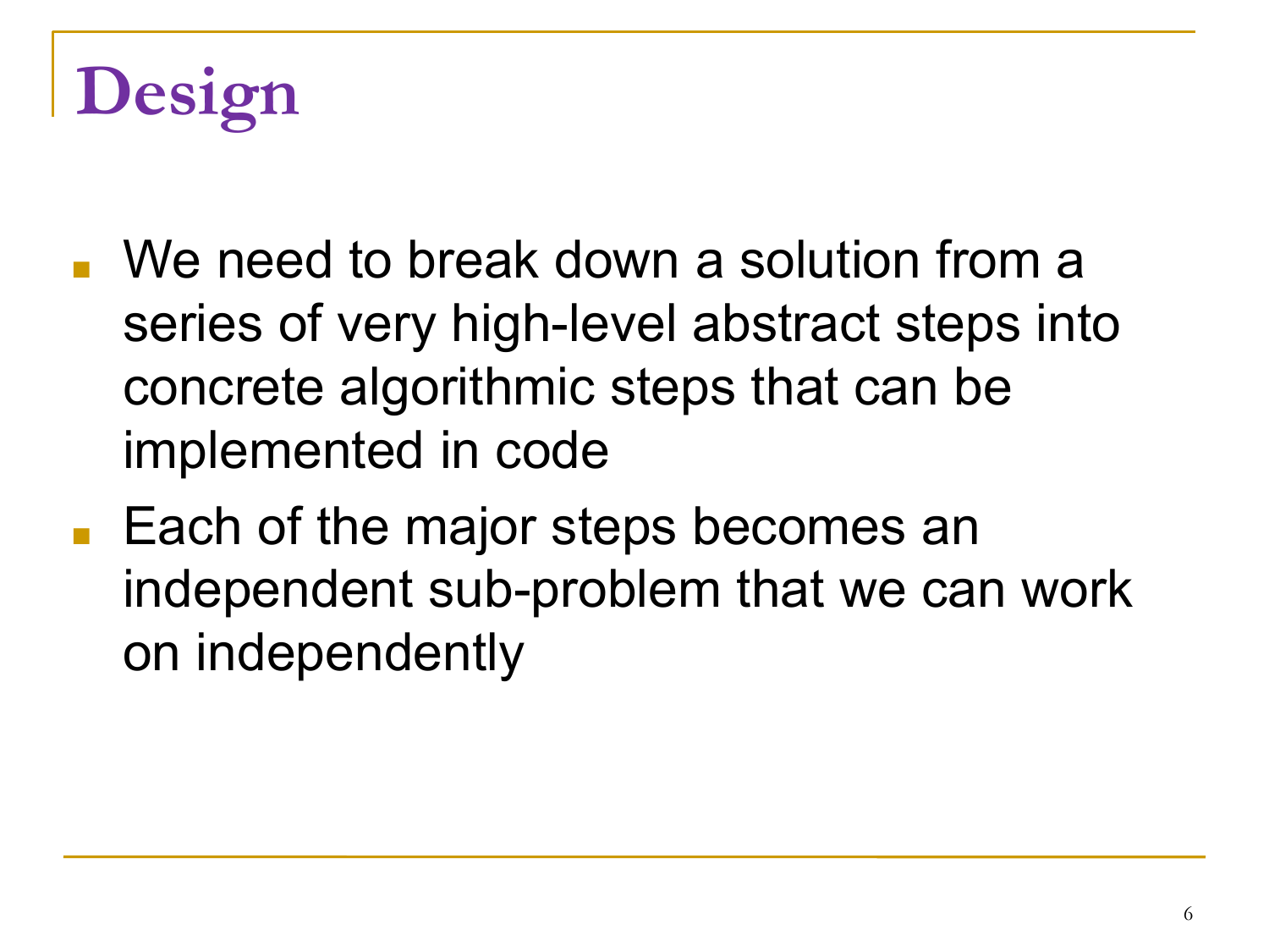# Design

- We need to break down a solution from a series of very high-level abstract steps into concrete algorithmic steps that can be implemented in code
- Each of the major steps becomes an independent sub-problem that we can work on independently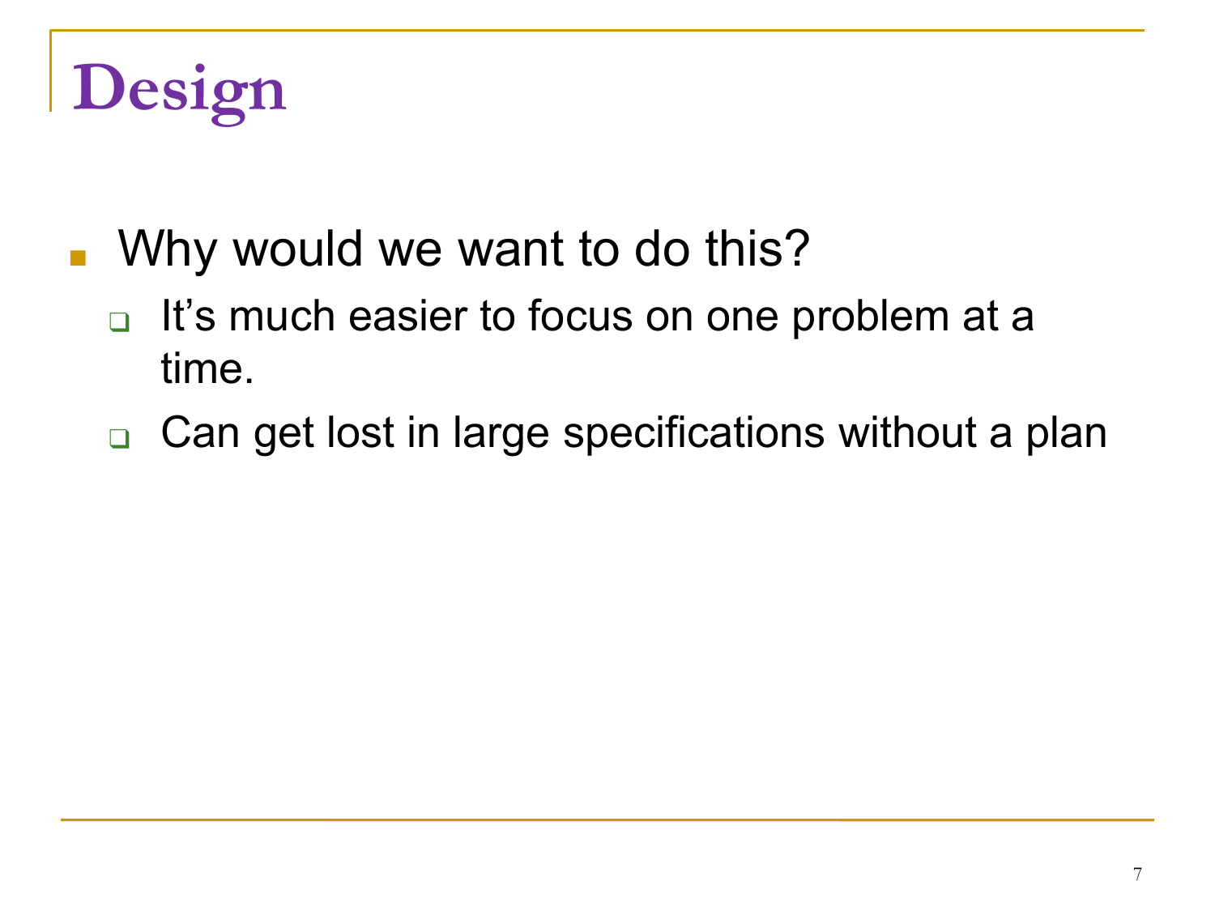# Design

- Why would we want to do this?
  - It’s much easier to focus on one problem at a time.
  - Can get lost in large specifications without a plan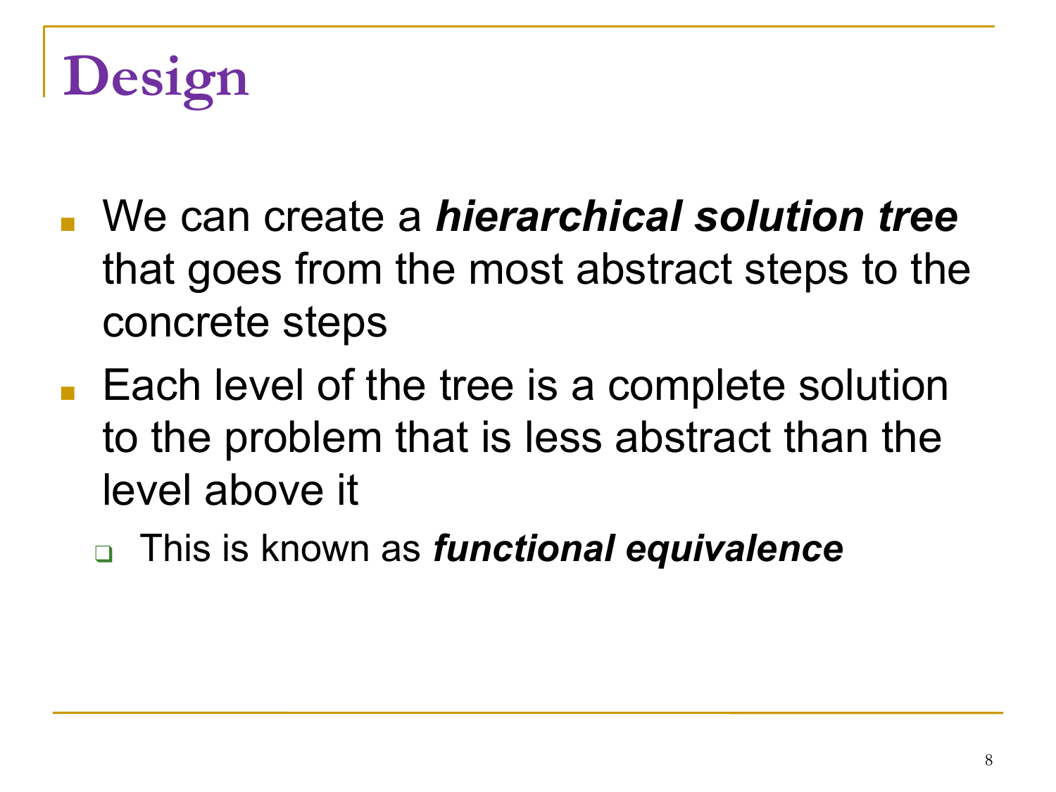# Design

- We can create a ***hierarchical solution tree*** that goes from the most abstract steps to the concrete steps
- Each level of the tree is a complete solution to the problem that is less abstract than the level above it
  - This is known as ***functional equivalence***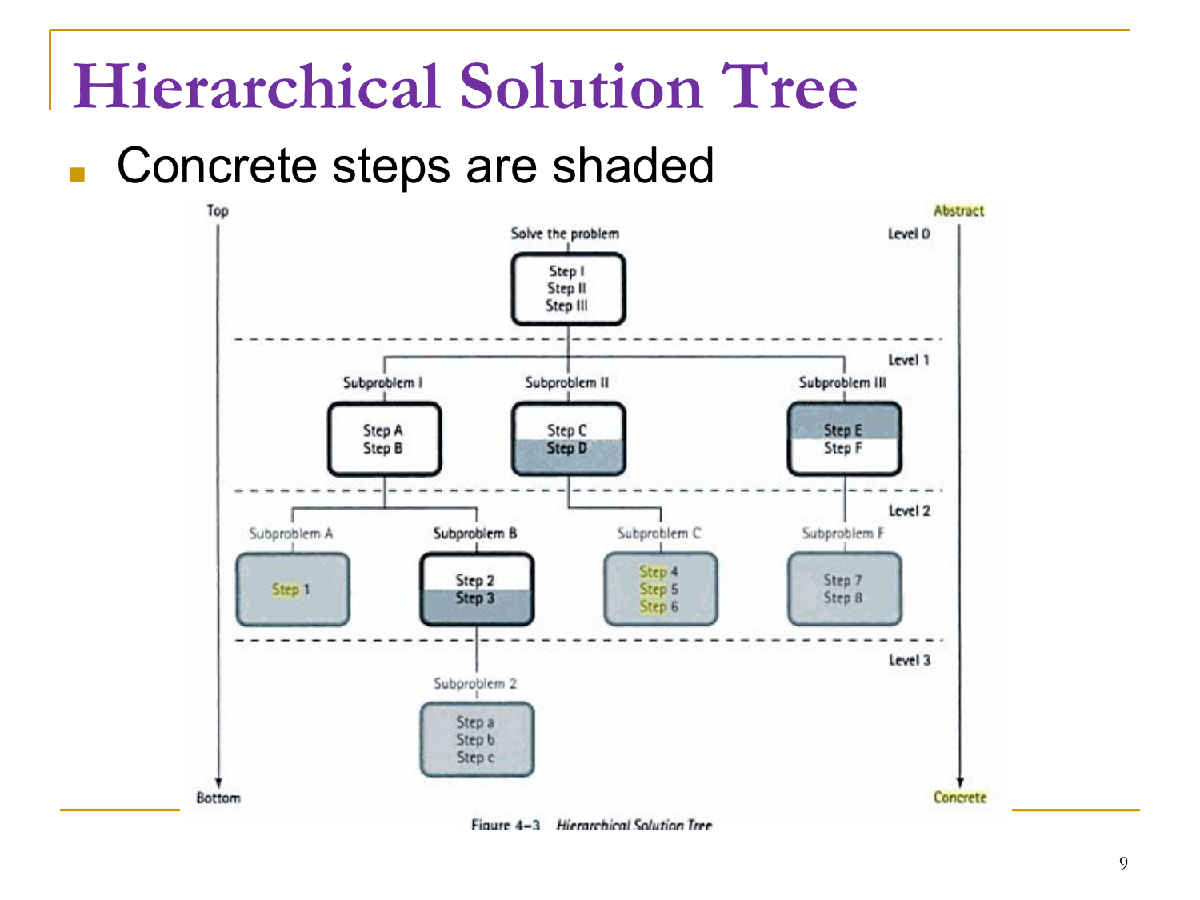# Hierarchical Solution Tree

- Concrete steps are shaded

Top — Abstract

Level 0

Solve the problem

Step I
Step II
Step III

Level 1

Subproblem I: Step A, Step B

Subproblem II: Step C, Step D

Subproblem III: Step E, Step F

Level 2

Subproblem A: Step 1

Subproblem B: Step 2, Step 3

Subproblem C: Step 4, Step 5, Step 6

Subproblem F: Step 7, Step 8

Level 3

Subproblem 2: Step a, Step b, Step c

Bottom — Concrete

Figure 4-3 *Hierarchical Solution Tree*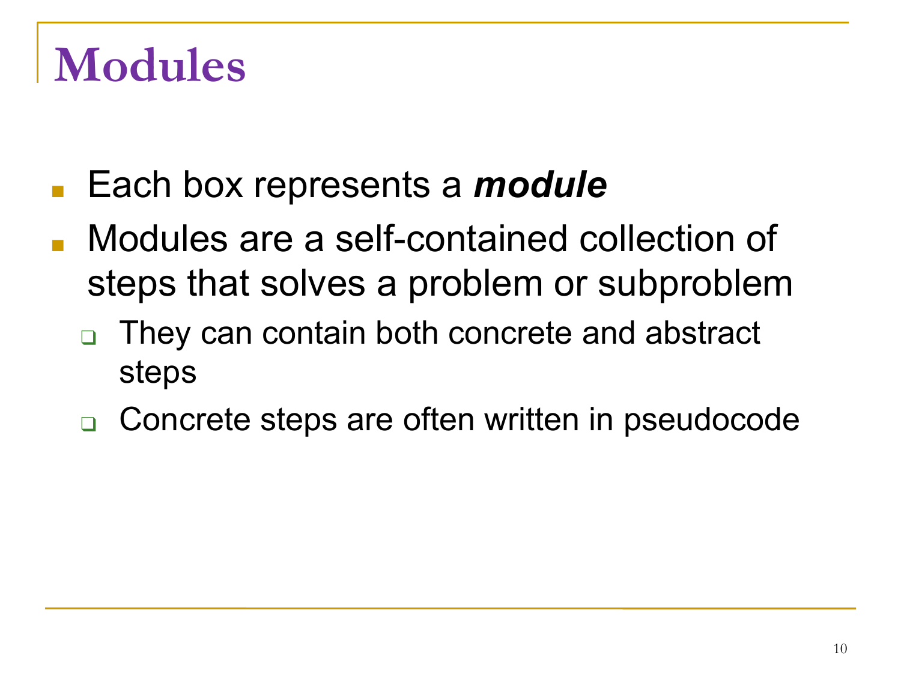# Modules

- Each box represents a ***module***
- Modules are a self-contained collection of steps that solves a problem or subproblem
  - They can contain both concrete and abstract steps
  - Concrete steps are often written in pseudocode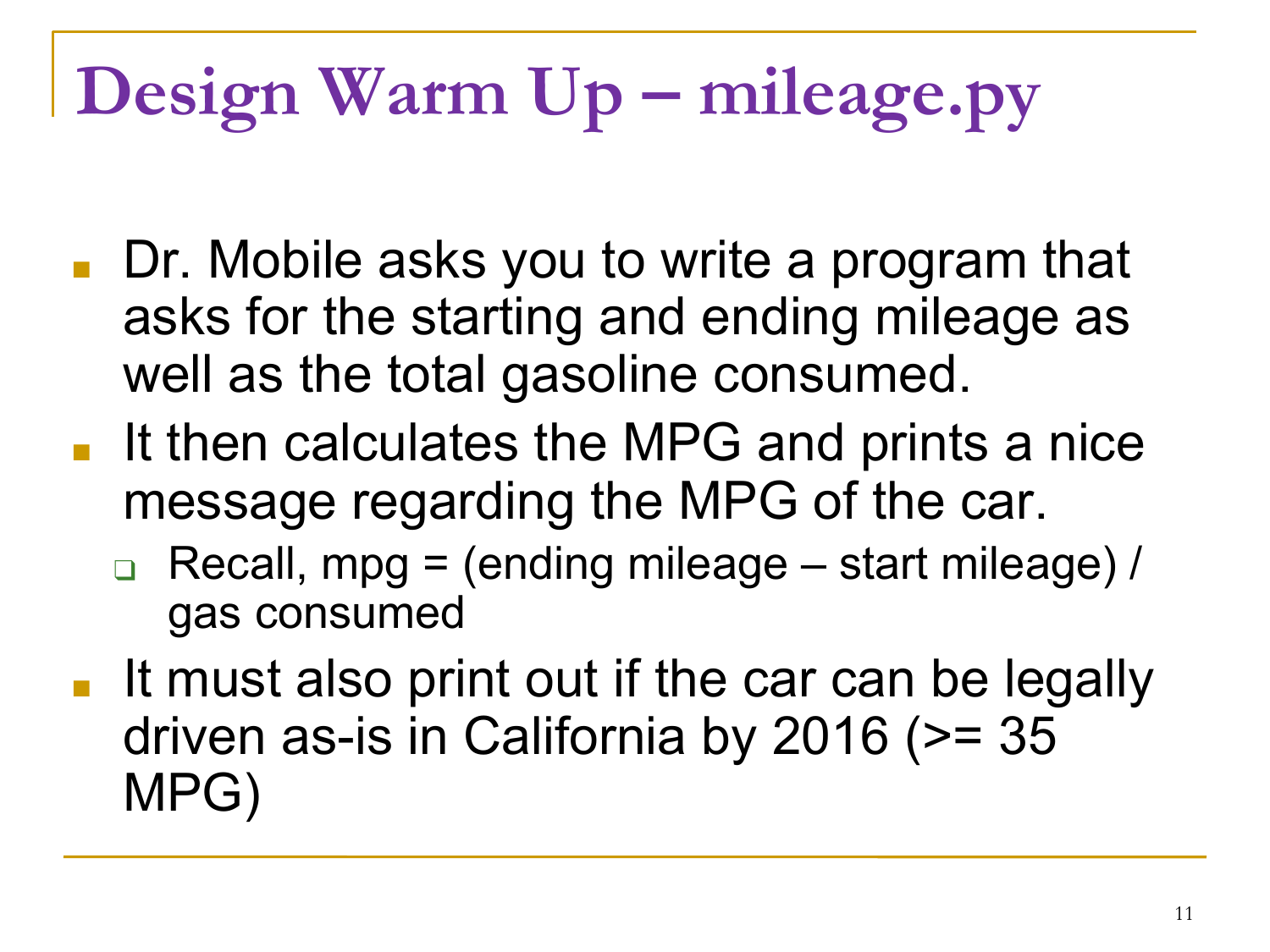# Design Warm Up – mileage.py

- Dr. Mobile asks you to write a program that asks for the starting and ending mileage as well as the total gasoline consumed.
- It then calculates the MPG and prints a nice message regarding the MPG of the car.
  - Recall, mpg = (ending mileage – start mileage) / gas consumed
- It must also print out if the car can be legally driven as-is in California by 2016 (>= 35 MPG)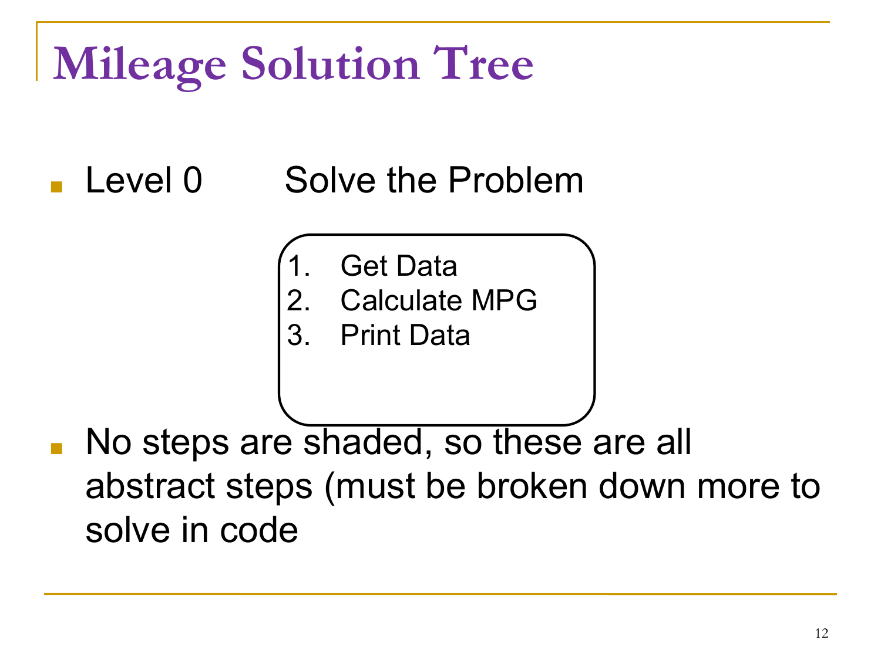# Mileage Solution Tree

- Level 0 Solve the Problem

1. Get Data
2. Calculate MPG
3. Print Data

- No steps are shaded, so these are all abstract steps (must be broken down more to solve in code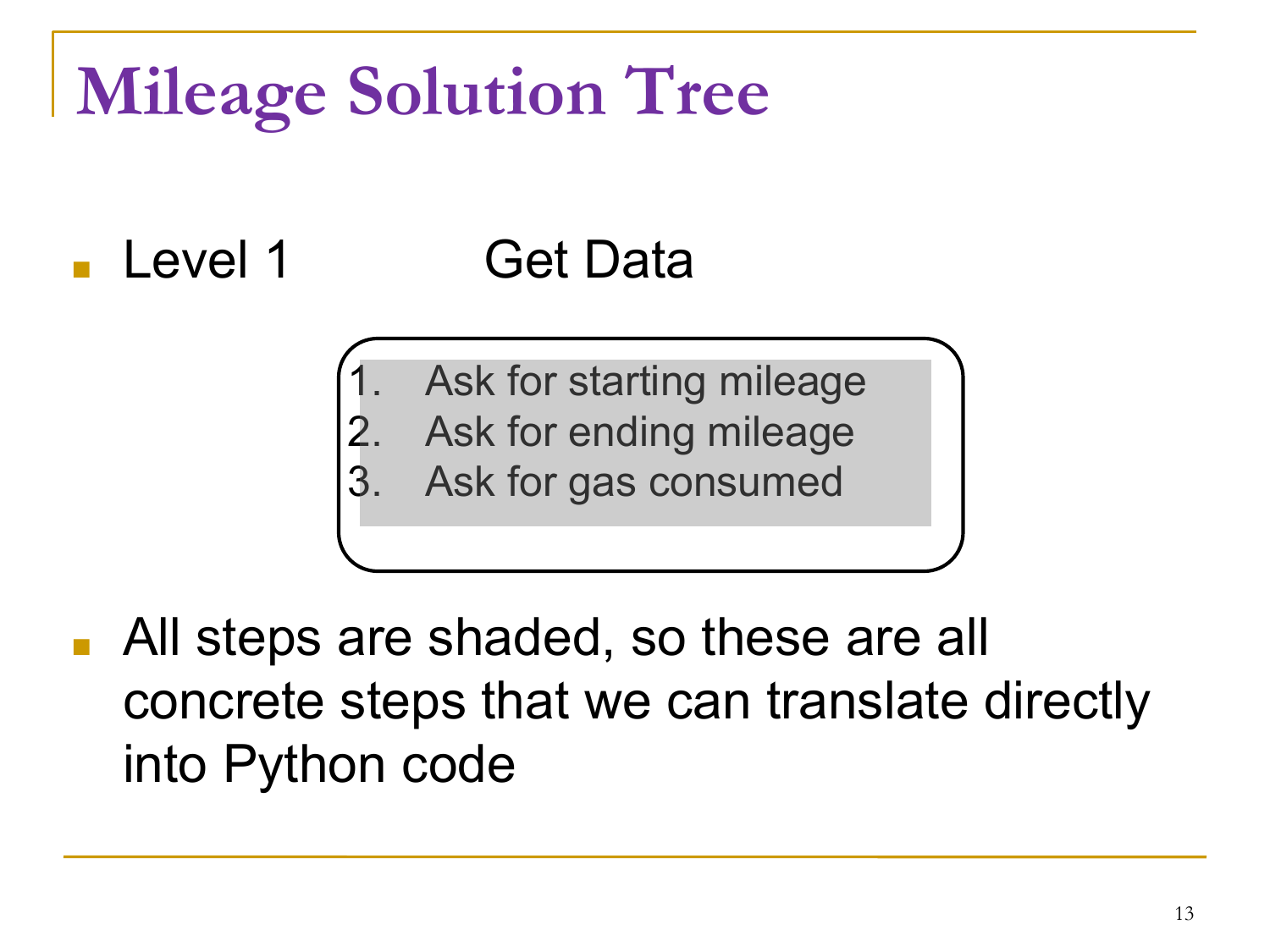# Mileage Solution Tree

- Level 1 Get Data

1. Ask for starting mileage
2. Ask for ending mileage
3. Ask for gas consumed

- All steps are shaded, so these are all concrete steps that we can translate directly into Python code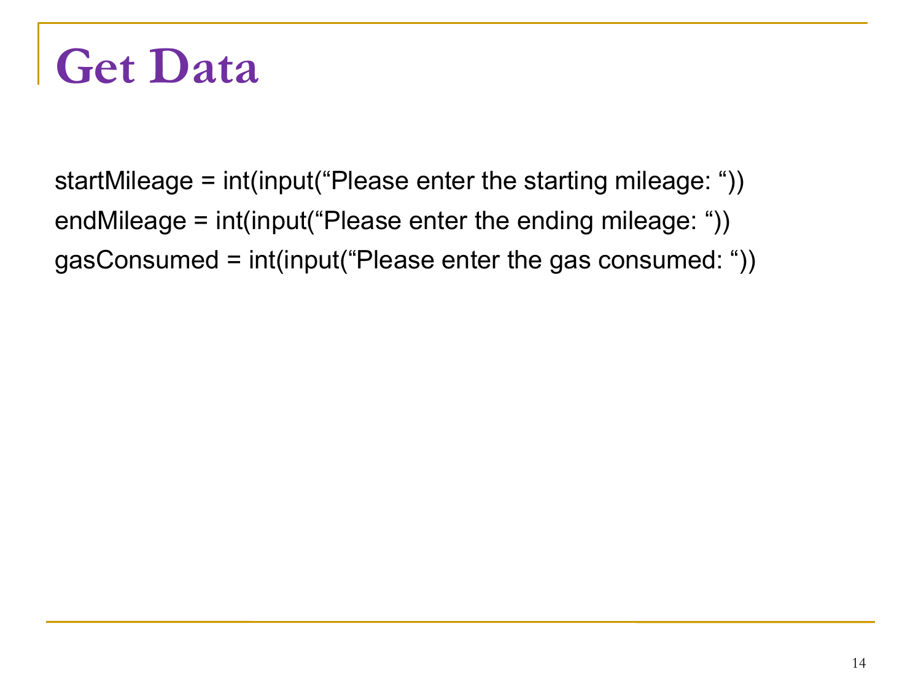# Get Data

```
startMileage = int(input(“Please enter the starting mileage: “))
endMileage = int(input(“Please enter the ending mileage: “))
gasConsumed = int(input(“Please enter the gas consumed: “))
```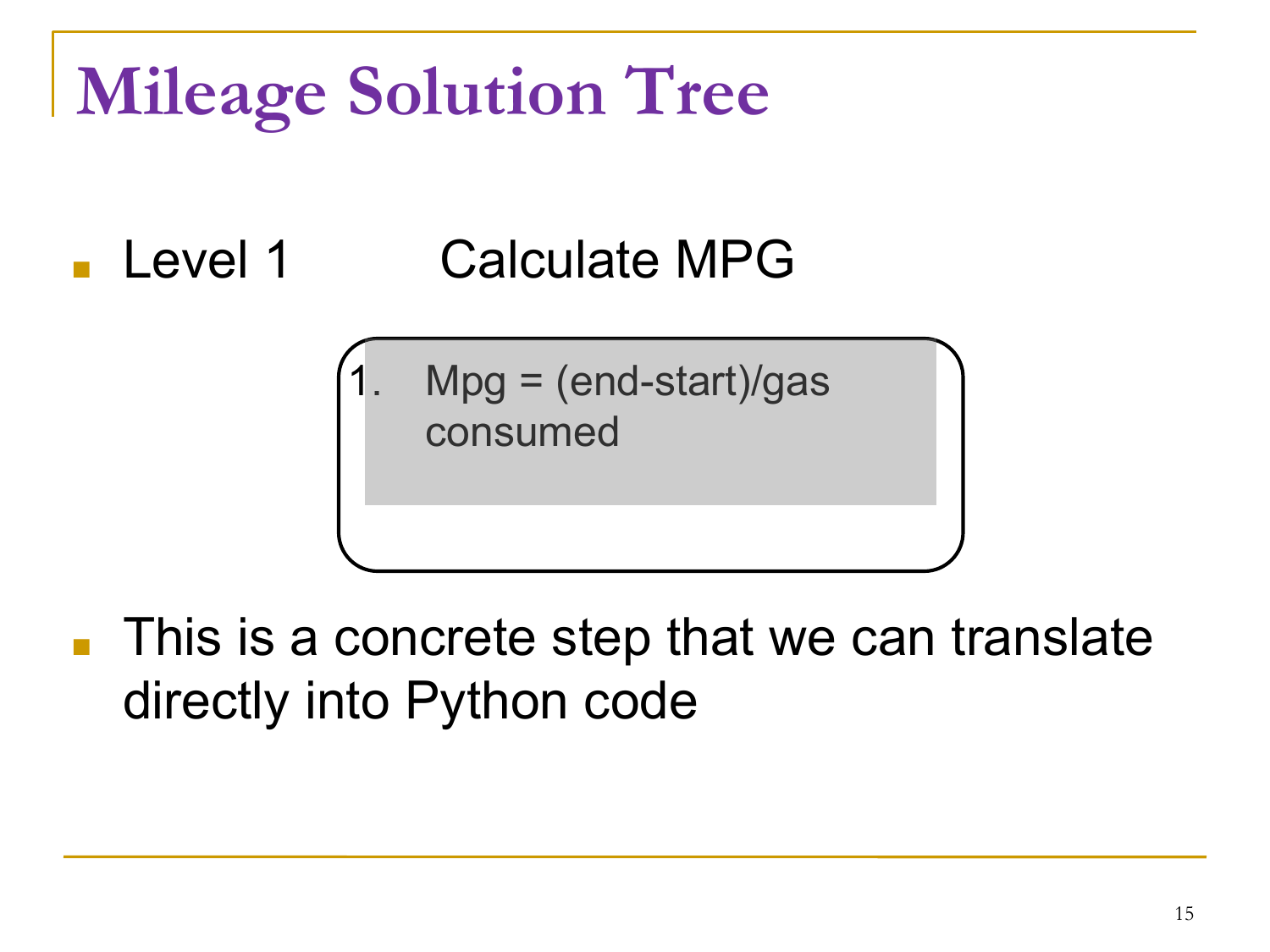# Mileage Solution Tree

- Level 1 Calculate MPG

1. Mpg = (end-start)/gas consumed

- This is a concrete step that we can translate directly into Python code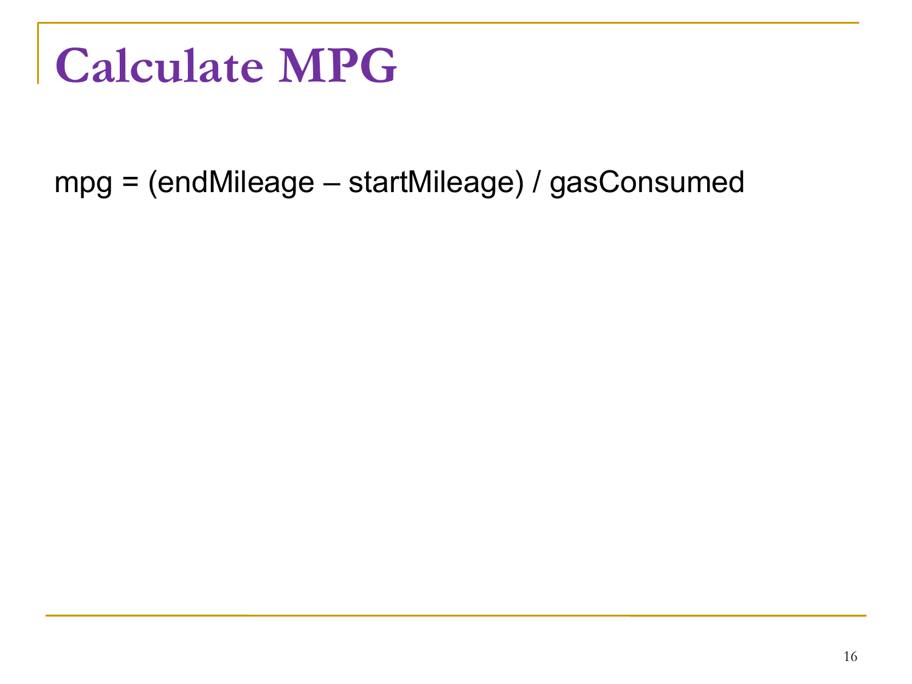# Calculate MPG

mpg = (endMileage – startMileage) / gasConsumed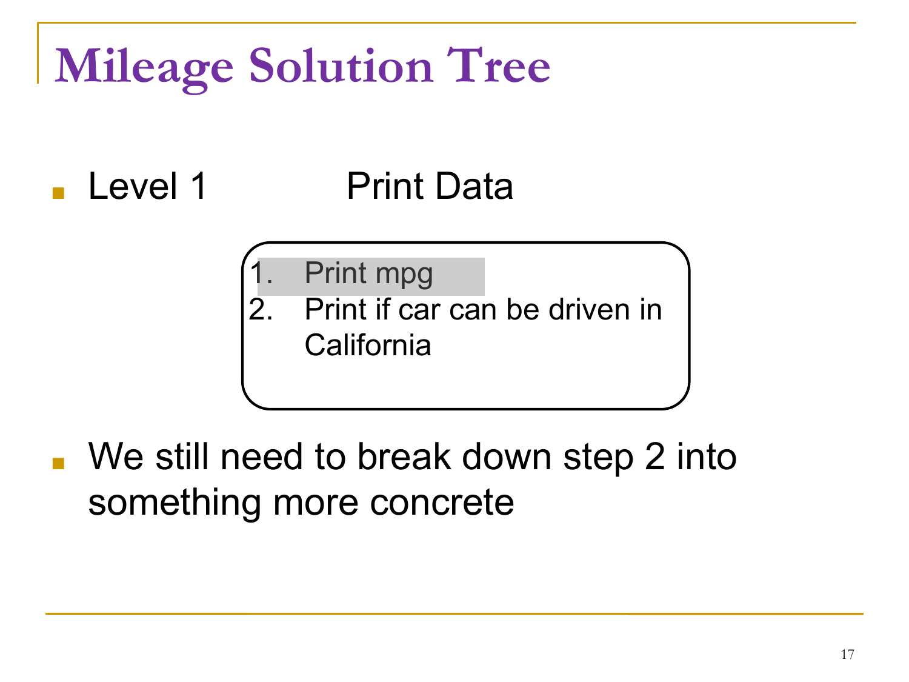# Mileage Solution Tree

- Level 1 Print Data

1. Print mpg
2. Print if car can be driven in California

- We still need to break down step 2 into something more concrete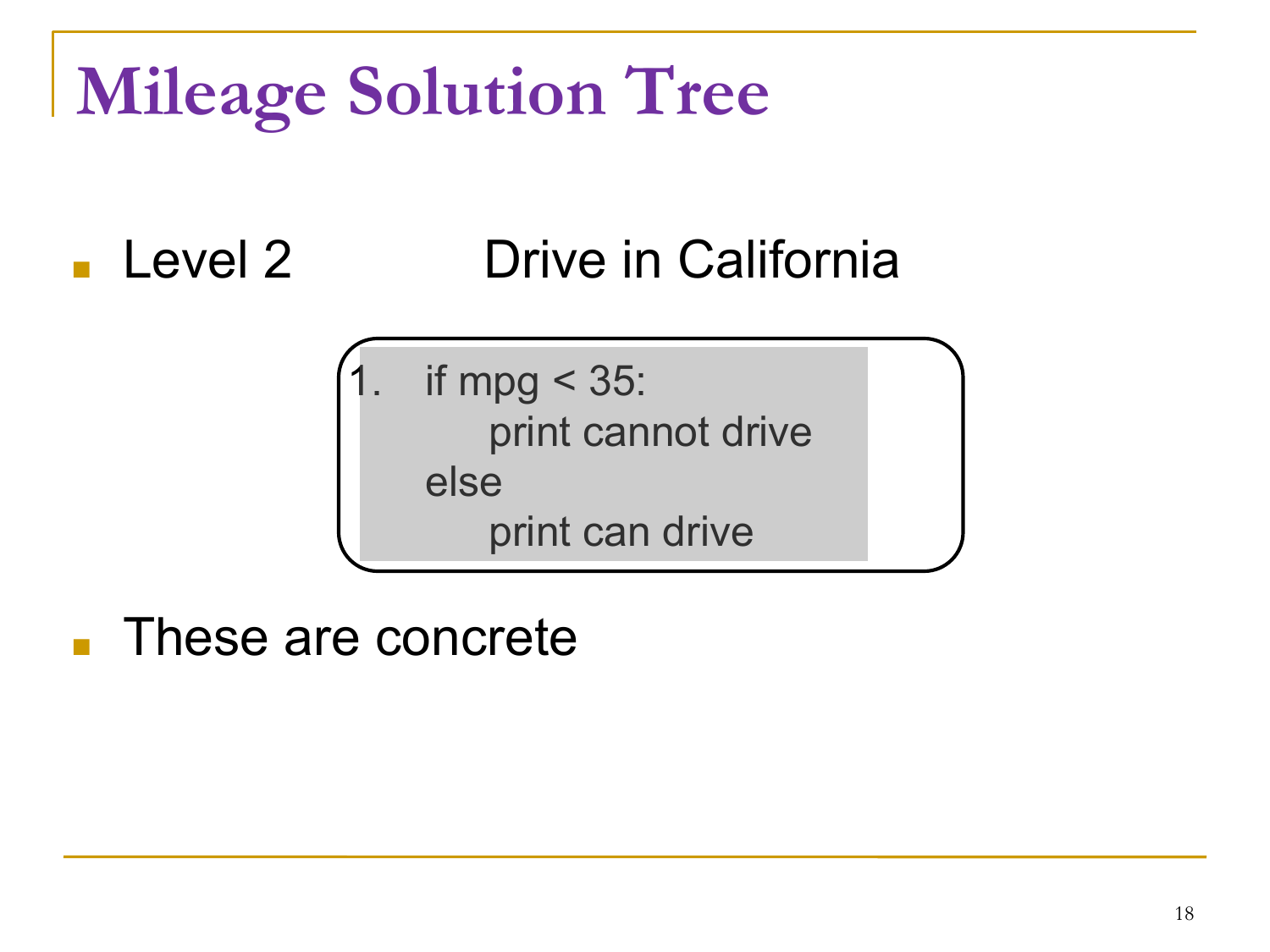# Mileage Solution Tree

- Level 2 Drive in California

```
1.  if mpg < 35:
        print cannot drive
    else
        print can drive
```

- These are concrete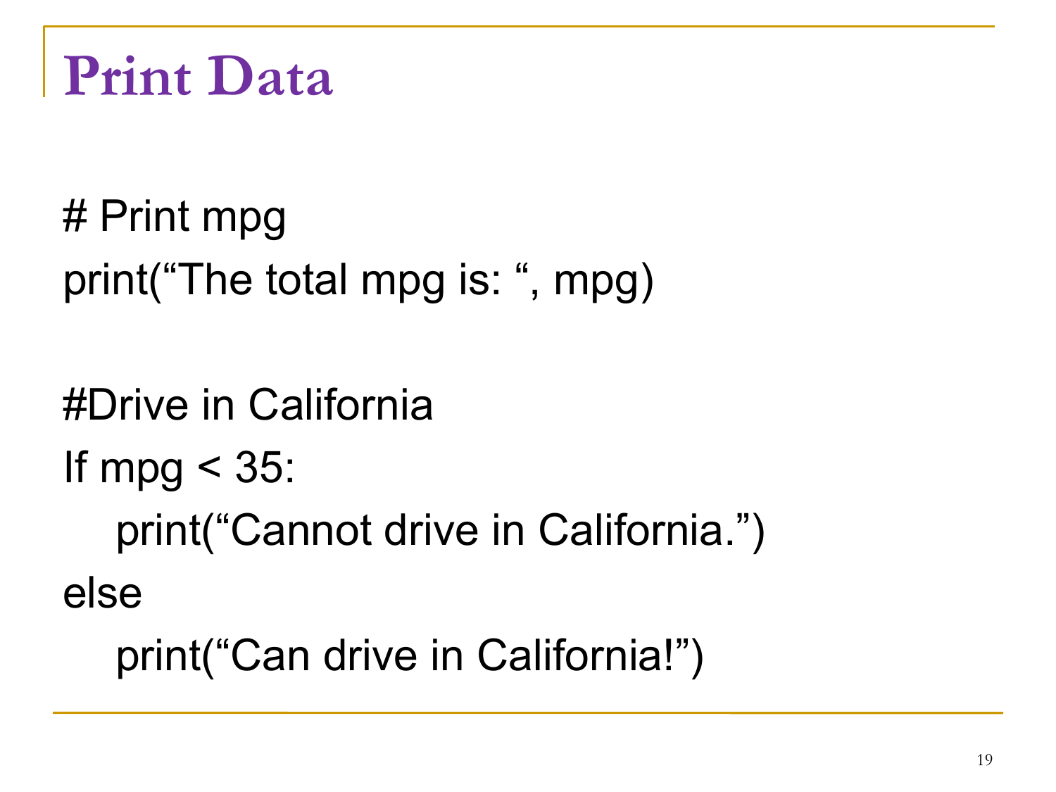# Print Data

```
# Print mpg
print(“The total mpg is: “, mpg)

#Drive in California
If mpg < 35:
    print(“Cannot drive in California.”)
else
    print(“Can drive in California!”)
```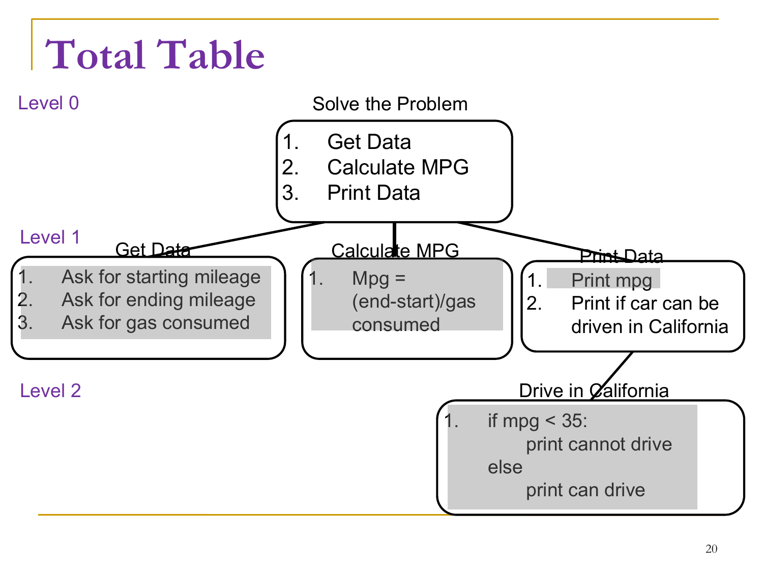# Total Table

## Level 0

**Solve the Problem**

1. Get Data
2. Calculate MPG
3. Print Data

## Level 1

**Get Data**

1. Ask for starting mileage
2. Ask for ending mileage
3. Ask for gas consumed

**Calculate MPG**

1. Mpg = (end-start)/gas consumed

**Print Data**

1. Print mpg
2. Print if car can be driven in California

## Level 2

**Drive in California**

1. if mpg < 35:
   print cannot drive
   else
   print can drive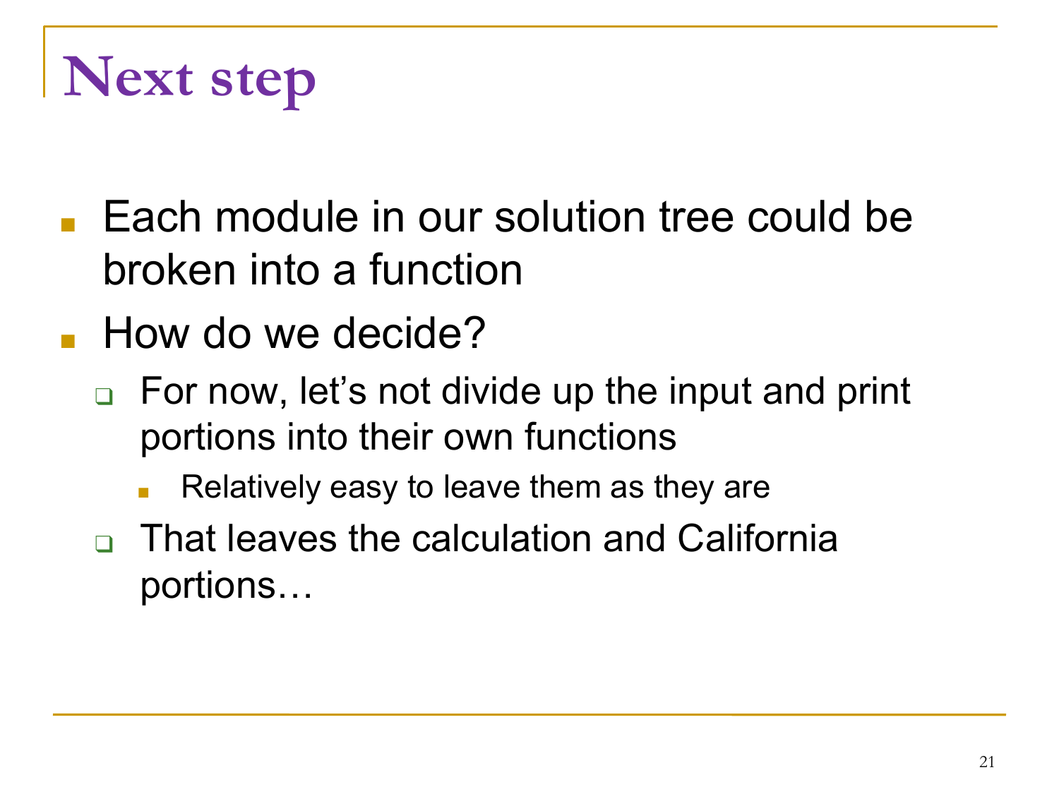# Next step

- Each module in our solution tree could be broken into a function
- How do we decide?
  - For now, let's not divide up the input and print portions into their own functions
    - Relatively easy to leave them as they are
  - That leaves the calculation and California portions…